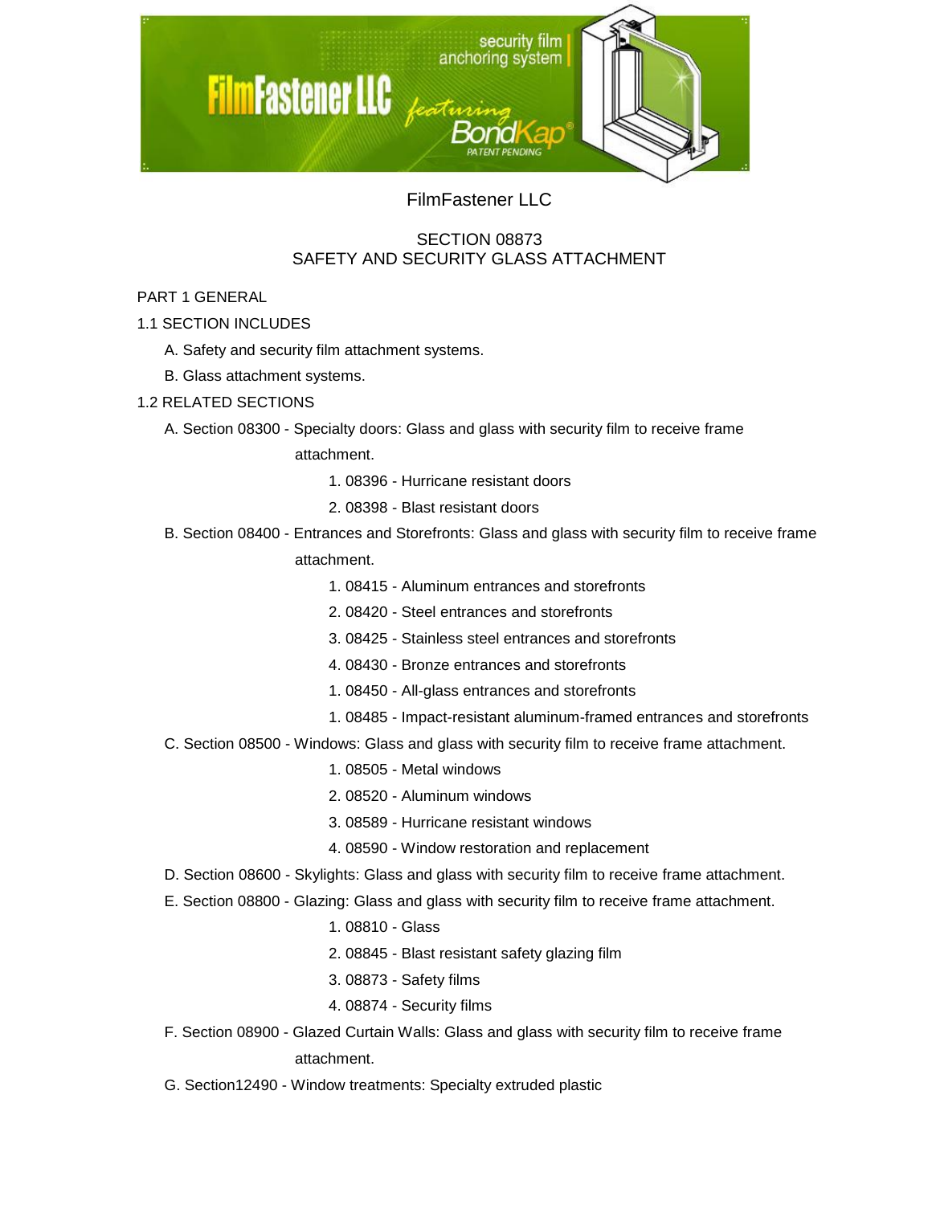FilmFastener LLC

# SECTION 08873
# SAFETY AND SECURITY GLASS ATTACHMENT

## PART 1 GENERAL

### 1.1 SECTION INCLUDES

A. Safety and security film attachment systems.

B. Glass attachment systems.

### 1.2 RELATED SECTIONS

A. Section 08300 - Specialty doors: Glass and glass with security film to receive frame attachment.

1. 08396 - Hurricane resistant doors
2. 08398 - Blast resistant doors

B. Section 08400 - Entrances and Storefronts: Glass and glass with security film to receive frame attachment.

1. 08415 - Aluminum entrances and storefronts
2. 08420 - Steel entrances and storefronts
3. 08425 - Stainless steel entrances and storefronts
4. 08430 - Bronze entrances and storefronts
1. 08450 - All-glass entrances and storefronts
1. 08485 - Impact-resistant aluminum-framed entrances and storefronts

C. Section 08500 - Windows: Glass and glass with security film to receive frame attachment.

1. 08505 - Metal windows
2. 08520 - Aluminum windows
3. 08589 - Hurricane resistant windows
4. 08590 - Window restoration and replacement

D. Section 08600 - Skylights: Glass and glass with security film to receive frame attachment.

E. Section 08800 - Glazing: Glass and glass with security film to receive frame attachment.

1. 08810 - Glass
2. 08845 - Blast resistant safety glazing film
3. 08873 - Safety films
4. 08874 - Security films

F. Section 08900 - Glazed Curtain Walls: Glass and glass with security film to receive frame attachment.

G. Section12490 - Window treatments: Specialty extruded plastic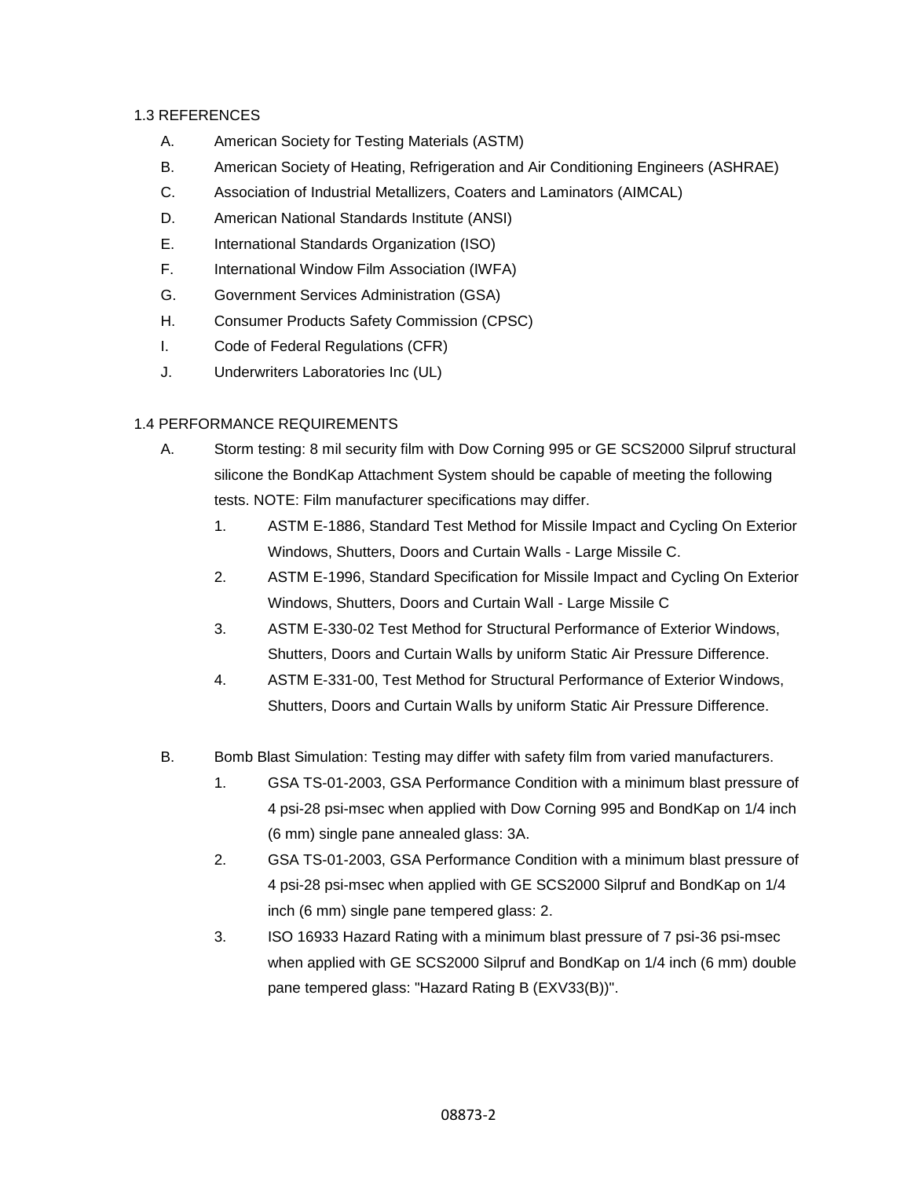## 1.3 REFERENCES

A. American Society for Testing Materials (ASTM)

B. American Society of Heating, Refrigeration and Air Conditioning Engineers (ASHRAE)

C. Association of Industrial Metallizers, Coaters and Laminators (AIMCAL)

D. American National Standards Institute (ANSI)

E. International Standards Organization (ISO)

F. International Window Film Association (IWFA)

G. Government Services Administration (GSA)

H. Consumer Products Safety Commission (CPSC)

I. Code of Federal Regulations (CFR)

J. Underwriters Laboratories Inc (UL)

## 1.4 PERFORMANCE REQUIREMENTS

A. Storm testing: 8 mil security film with Dow Corning 995 or GE SCS2000 Silpruf structural silicone the BondKap Attachment System should be capable of meeting the following tests. NOTE: Film manufacturer specifications may differ.

   1. ASTM E-1886, Standard Test Method for Missile Impact and Cycling On Exterior Windows, Shutters, Doors and Curtain Walls - Large Missile C.
   2. ASTM E-1996, Standard Specification for Missile Impact and Cycling On Exterior Windows, Shutters, Doors and Curtain Wall - Large Missile C
   3. ASTM E-330-02 Test Method for Structural Performance of Exterior Windows, Shutters, Doors and Curtain Walls by uniform Static Air Pressure Difference.
   4. ASTM E-331-00, Test Method for Structural Performance of Exterior Windows, Shutters, Doors and Curtain Walls by uniform Static Air Pressure Difference.

B. Bomb Blast Simulation: Testing may differ with safety film from varied manufacturers.

   1. GSA TS-01-2003, GSA Performance Condition with a minimum blast pressure of 4 psi-28 psi-msec when applied with Dow Corning 995 and BondKap on 1/4 inch (6 mm) single pane annealed glass: 3A.
   2. GSA TS-01-2003, GSA Performance Condition with a minimum blast pressure of 4 psi-28 psi-msec when applied with GE SCS2000 Silpruf and BondKap on 1/4 inch (6 mm) single pane tempered glass: 2.
   3. ISO 16933 Hazard Rating with a minimum blast pressure of 7 psi-36 psi-msec when applied with GE SCS2000 Silpruf and BondKap on 1/4 inch (6 mm) double pane tempered glass: "Hazard Rating B (EXV33(B))".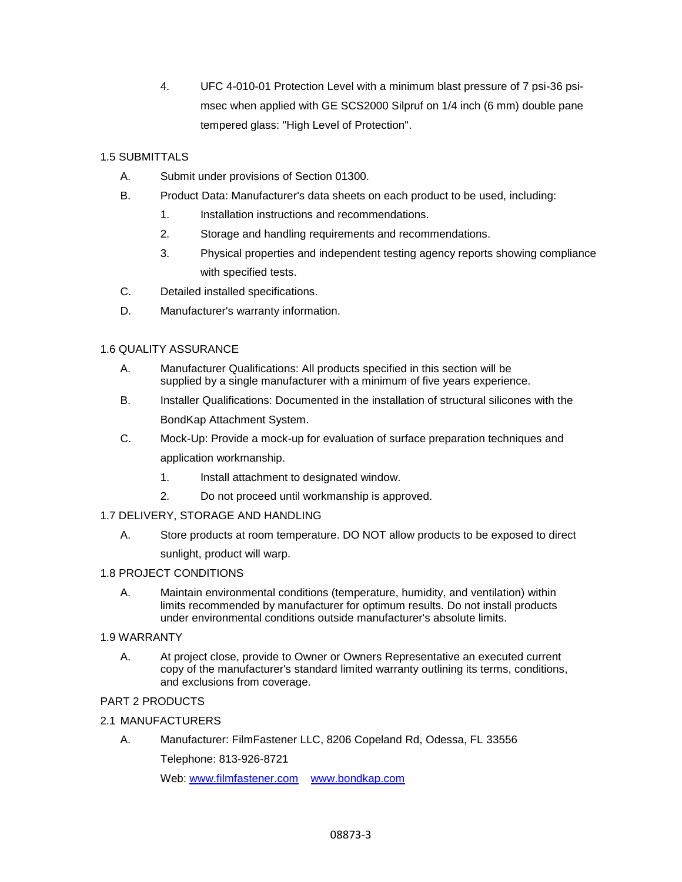4. UFC 4-010-01 Protection Level with a minimum blast pressure of 7 psi-36 psi-msec when applied with GE SCS2000 Silpruf on 1/4 inch (6 mm) double pane tempered glass: "High Level of Protection".

## 1.5 SUBMITTALS

A. Submit under provisions of Section 01300.

B. Product Data: Manufacturer's data sheets on each product to be used, including:

   1. Installation instructions and recommendations.
   2. Storage and handling requirements and recommendations.
   3. Physical properties and independent testing agency reports showing compliance with specified tests.

C. Detailed installed specifications.

D. Manufacturer's warranty information.

## 1.6 QUALITY ASSURANCE

A. Manufacturer Qualifications: All products specified in this section will be supplied by a single manufacturer with a minimum of five years experience.

B. Installer Qualifications: Documented in the installation of structural silicones with the BondKap Attachment System.

C. Mock-Up: Provide a mock-up for evaluation of surface preparation techniques and application workmanship.

   1. Install attachment to designated window.
   2. Do not proceed until workmanship is approved.

## 1.7 DELIVERY, STORAGE AND HANDLING

A. Store products at room temperature. DO NOT allow products to be exposed to direct sunlight, product will warp.

## 1.8 PROJECT CONDITIONS

A. Maintain environmental conditions (temperature, humidity, and ventilation) within limits recommended by manufacturer for optimum results. Do not install products under environmental conditions outside manufacturer's absolute limits.

## 1.9 WARRANTY

A. At project close, provide to Owner or Owners Representative an executed current copy of the manufacturer's standard limited warranty outlining its terms, conditions, and exclusions from coverage.

# PART 2 PRODUCTS

## 2.1 MANUFACTURERS

A. Manufacturer: FilmFastener LLC, 8206 Copeland Rd, Odessa, FL 33556

   Telephone: 813-926-8721

   Web: [www.filmfastener.com](http://www.filmfastener.com) [www.bondkap.com](http://www.bondkap.com)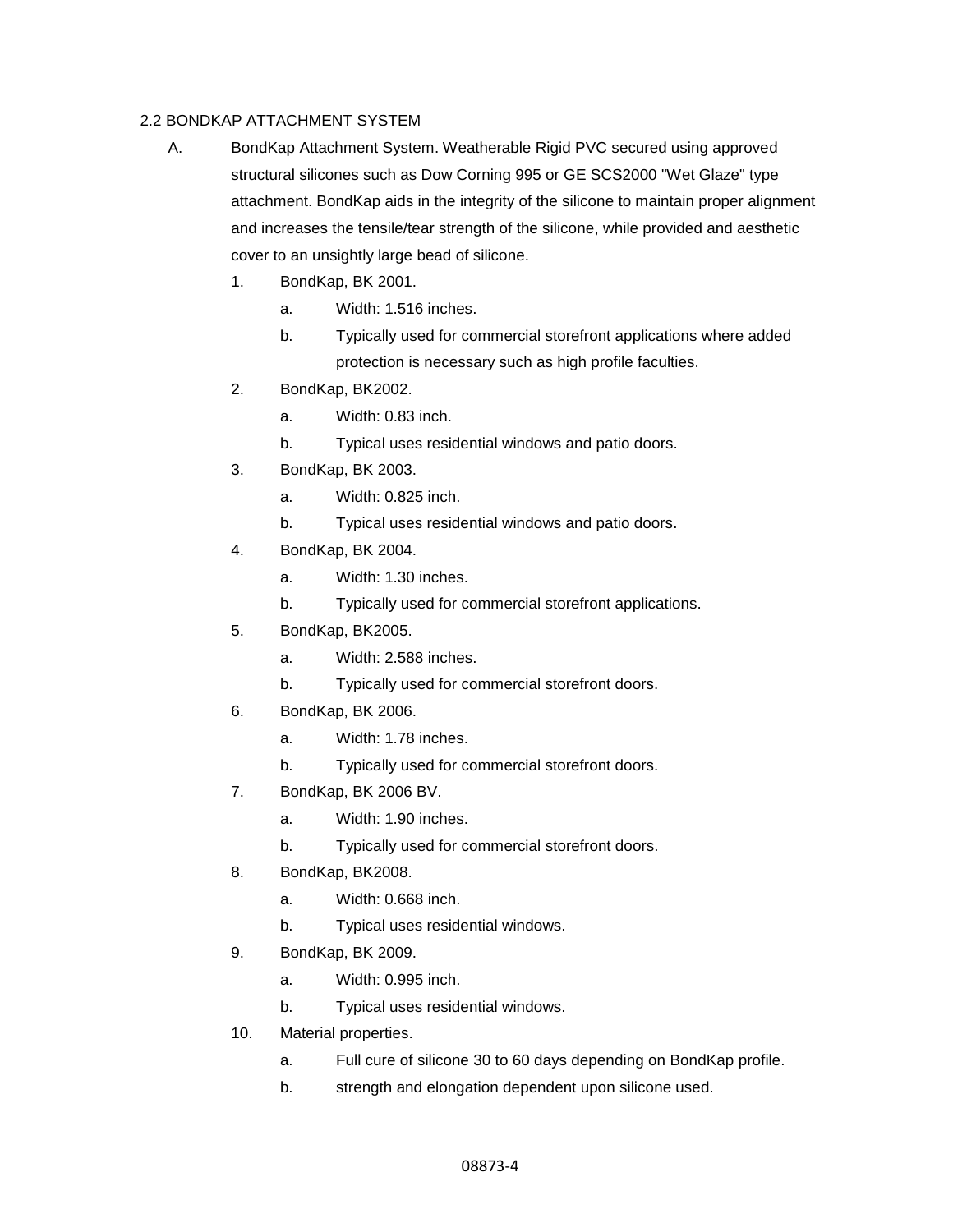## 2.2 BONDKAP ATTACHMENT SYSTEM

A. BondKap Attachment System. Weatherable Rigid PVC secured using approved structural silicones such as Dow Corning 995 or GE SCS2000 "Wet Glaze" type attachment. BondKap aids in the integrity of the silicone to maintain proper alignment and increases the tensile/tear strength of the silicone, while provided and aesthetic cover to an unsightly large bead of silicone.

1. BondKap, BK 2001.
   a. Width: 1.516 inches.
   b. Typically used for commercial storefront applications where added protection is necessary such as high profile faculties.
2. BondKap, BK2002.
   a. Width: 0.83 inch.
   b. Typical uses residential windows and patio doors.
3. BondKap, BK 2003.
   a. Width: 0.825 inch.
   b. Typical uses residential windows and patio doors.
4. BondKap, BK 2004.
   a. Width: 1.30 inches.
   b. Typically used for commercial storefront applications.
5. BondKap, BK2005.
   a. Width: 2.588 inches.
   b. Typically used for commercial storefront doors.
6. BondKap, BK 2006.
   a. Width: 1.78 inches.
   b. Typically used for commercial storefront doors.
7. BondKap, BK 2006 BV.
   a. Width: 1.90 inches.
   b. Typically used for commercial storefront doors.
8. BondKap, BK2008.
   a. Width: 0.668 inch.
   b. Typical uses residential windows.
9. BondKap, BK 2009.
   a. Width: 0.995 inch.
   b. Typical uses residential windows.
10. Material properties.
    a. Full cure of silicone 30 to 60 days depending on BondKap profile.
    b. strength and elongation dependent upon silicone used.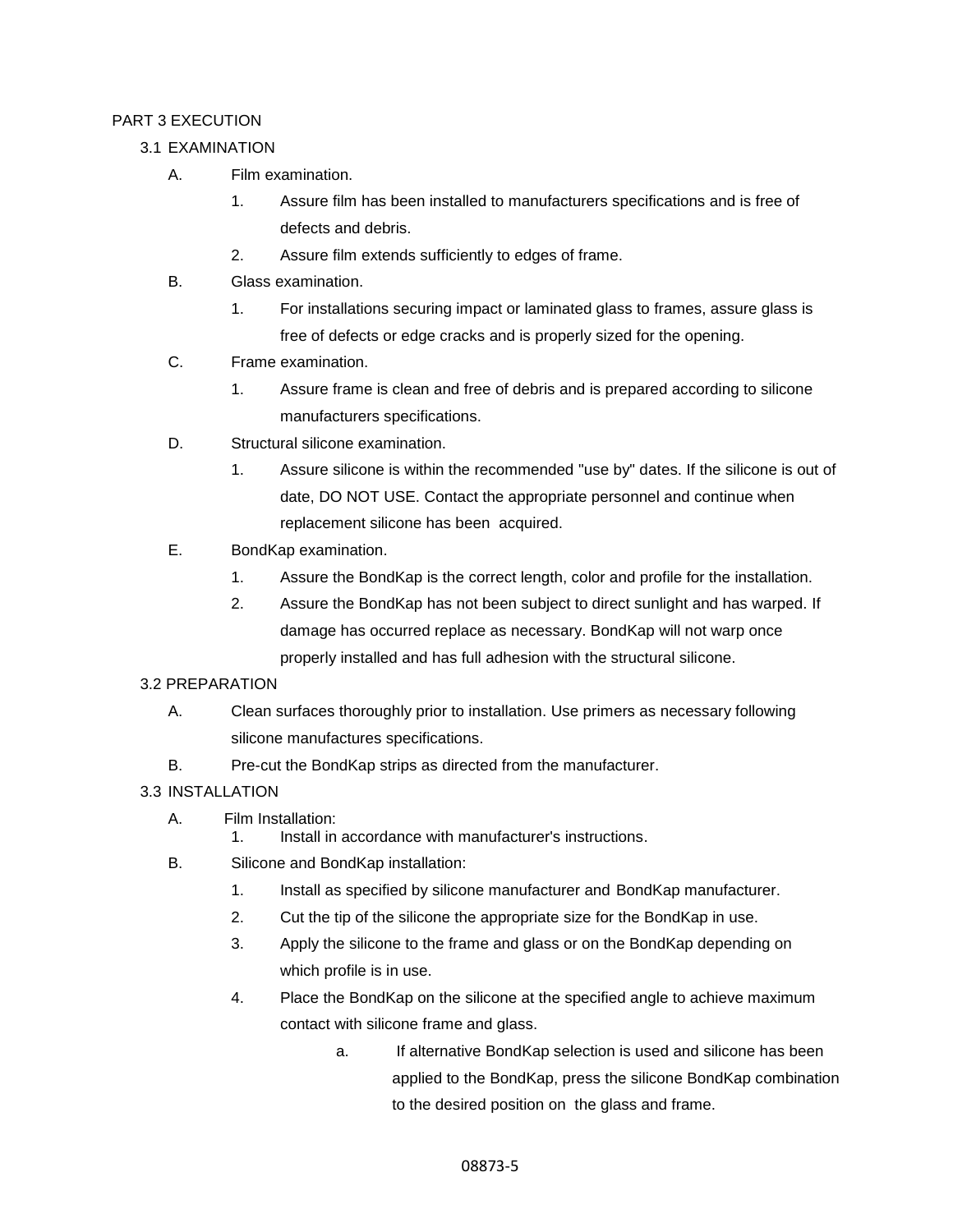# PART 3 EXECUTION

## 3.1 EXAMINATION

A. Film examination.

1. Assure film has been installed to manufacturers specifications and is free of defects and debris.
2. Assure film extends sufficiently to edges of frame.

B. Glass examination.

1. For installations securing impact or laminated glass to frames, assure glass is free of defects or edge cracks and is properly sized for the opening.

C. Frame examination.

1. Assure frame is clean and free of debris and is prepared according to silicone manufacturers specifications.

D. Structural silicone examination.

1. Assure silicone is within the recommended "use by" dates. If the silicone is out of date, DO NOT USE. Contact the appropriate personnel and continue when replacement silicone has been acquired.

E. BondKap examination.

1. Assure the BondKap is the correct length, color and profile for the installation.
2. Assure the BondKap has not been subject to direct sunlight and has warped. If damage has occurred replace as necessary. BondKap will not warp once properly installed and has full adhesion with the structural silicone.

## 3.2 PREPARATION

A. Clean surfaces thoroughly prior to installation. Use primers as necessary following silicone manufactures specifications.

B. Pre-cut the BondKap strips as directed from the manufacturer.

## 3.3 INSTALLATION

A. Film Installation:

1. Install in accordance with manufacturer's instructions.

B. Silicone and BondKap installation:

1. Install as specified by silicone manufacturer and BondKap manufacturer.
2. Cut the tip of the silicone the appropriate size for the BondKap in use.
3. Apply the silicone to the frame and glass or on the BondKap depending on which profile is in use.
4. Place the BondKap on the silicone at the specified angle to achieve maximum contact with silicone frame and glass.
   a. If alternative BondKap selection is used and silicone has been applied to the BondKap, press the silicone BondKap combination to the desired position on the glass and frame.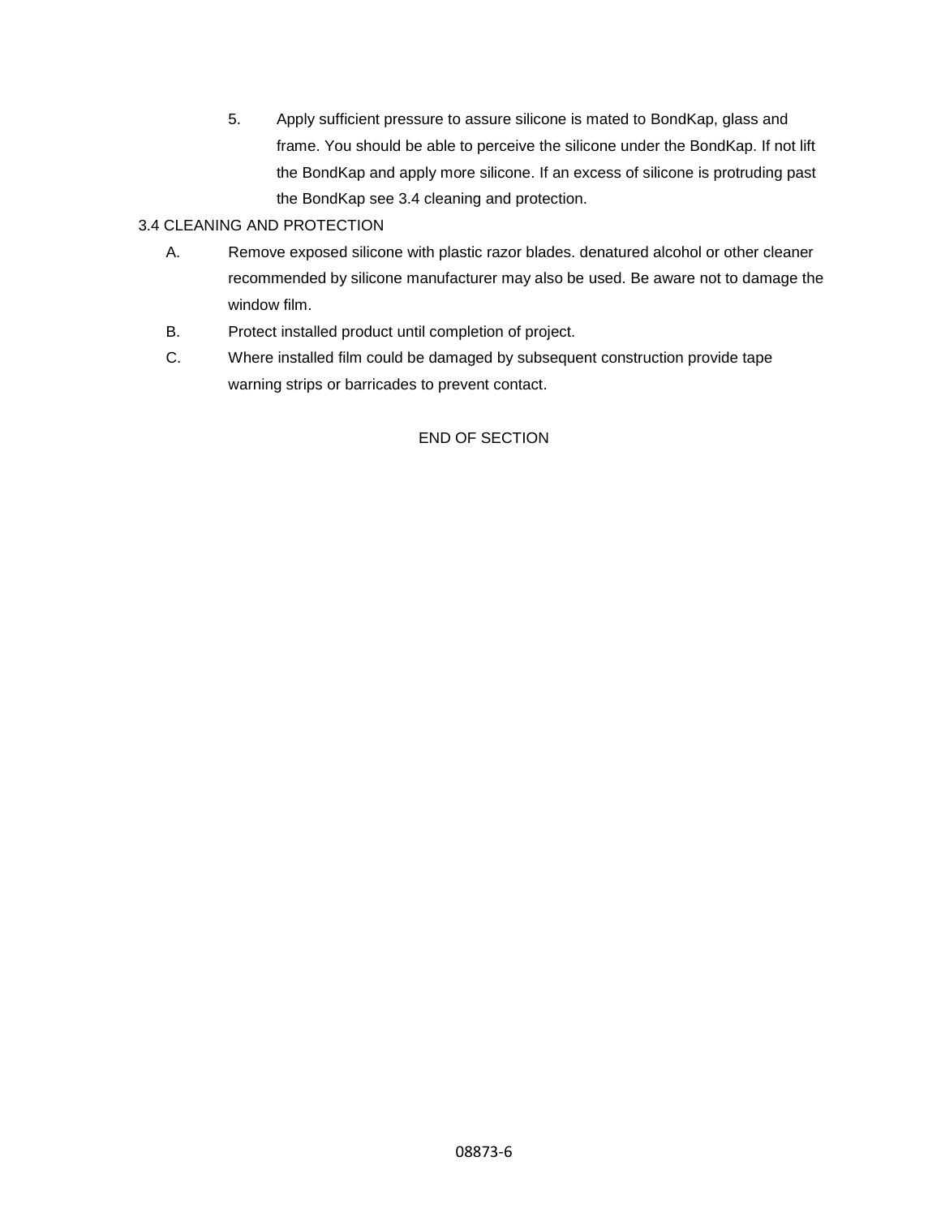5. Apply sufficient pressure to assure silicone is mated to BondKap, glass and frame. You should be able to perceive the silicone under the BondKap. If not lift the BondKap and apply more silicone. If an excess of silicone is protruding past the BondKap see 3.4 cleaning and protection.

3.4 CLEANING AND PROTECTION

A. Remove exposed silicone with plastic razor blades. denatured alcohol or other cleaner recommended by silicone manufacturer may also be used. Be aware not to damage the window film.

B. Protect installed product until completion of project.

C. Where installed film could be damaged by subsequent construction provide tape warning strips or barricades to prevent contact.

END OF SECTION